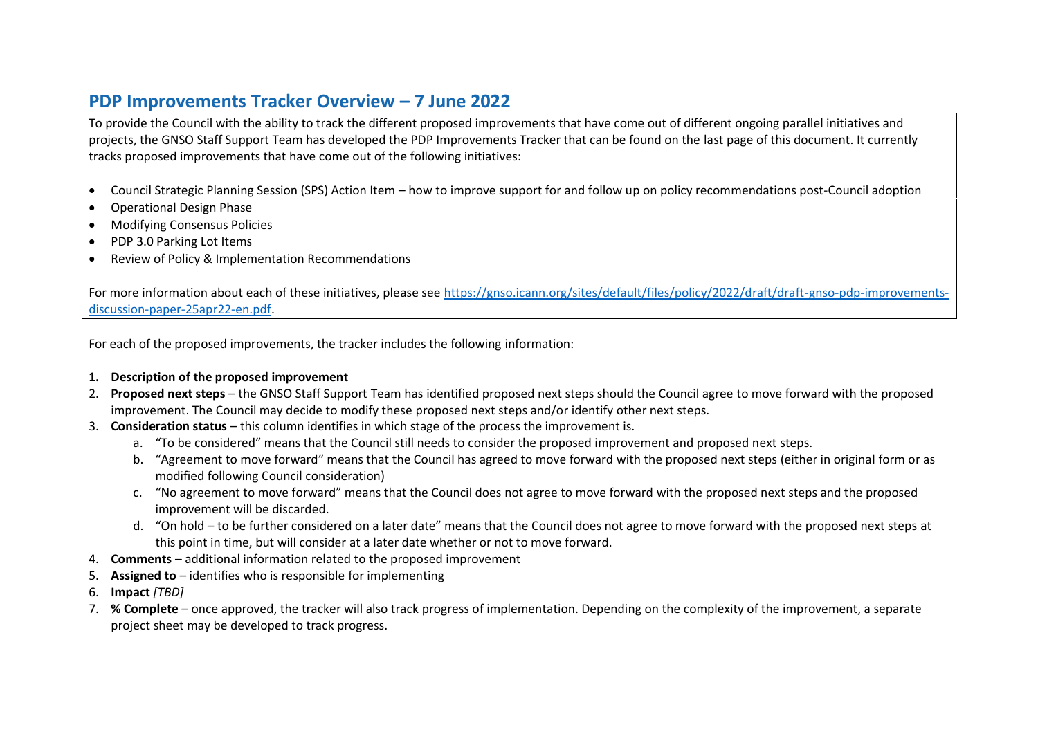## PDP Improvements Tracker Overview – 7 June 2022

To provide the Council with the ability to track the different proposed improvements that have come out of different ongoing parallel initiatives and projects, the GNSO Staff Support Team has developed the PDP Improvements Tracker that can be found on the last page of this document. It currently tracks proposed improvements that have come out of the following initiatives:

- Council Strategic Planning Session (SPS) Action Item – how to improve support for and follow up on policy recommendations post-Council adoption
- Operational Design Phase
- Modifying Consensus Policies
- PDP 3.0 Parking Lot Items
- Review of Policy & Implementation Recommendations

For more information about each of these initiatives, please see [https://gnso.icann.org/sites/default/files/policy/2022/draft/draft-gnso-pdp-improvements-discussion-paper-25apr22-en.pdf](https://gnso.icann.org/sites/default/files/policy/2022/draft/draft-gnso-pdp-improvements-discussion-paper-25apr22-en.pdf).

For each of the proposed improvements, the tracker includes the following information:

1. **Description of the proposed improvement**
2. **Proposed next steps** – the GNSO Staff Support Team has identified proposed next steps should the Council agree to move forward with the proposed improvement. The Council may decide to modify these proposed next steps and/or identify other next steps.
3. **Consideration status** – this column identifies in which stage of the process the improvement is.
   a. "To be considered" means that the Council still needs to consider the proposed improvement and proposed next steps.
   b. "Agreement to move forward" means that the Council has agreed to move forward with the proposed next steps (either in original form or as modified following Council consideration)
   c. "No agreement to move forward" means that the Council does not agree to move forward with the proposed next steps and the proposed improvement will be discarded.
   d. "On hold – to be further considered on a later date" means that the Council does not agree to move forward with the proposed next steps at this point in time, but will consider at a later date whether or not to move forward.
4. **Comments** – additional information related to the proposed improvement
5. **Assigned to** – identifies who is responsible for implementing
6. **Impact** *[TBD]*
7. **% Complete** – once approved, the tracker will also track progress of implementation. Depending on the complexity of the improvement, a separate project sheet may be developed to track progress.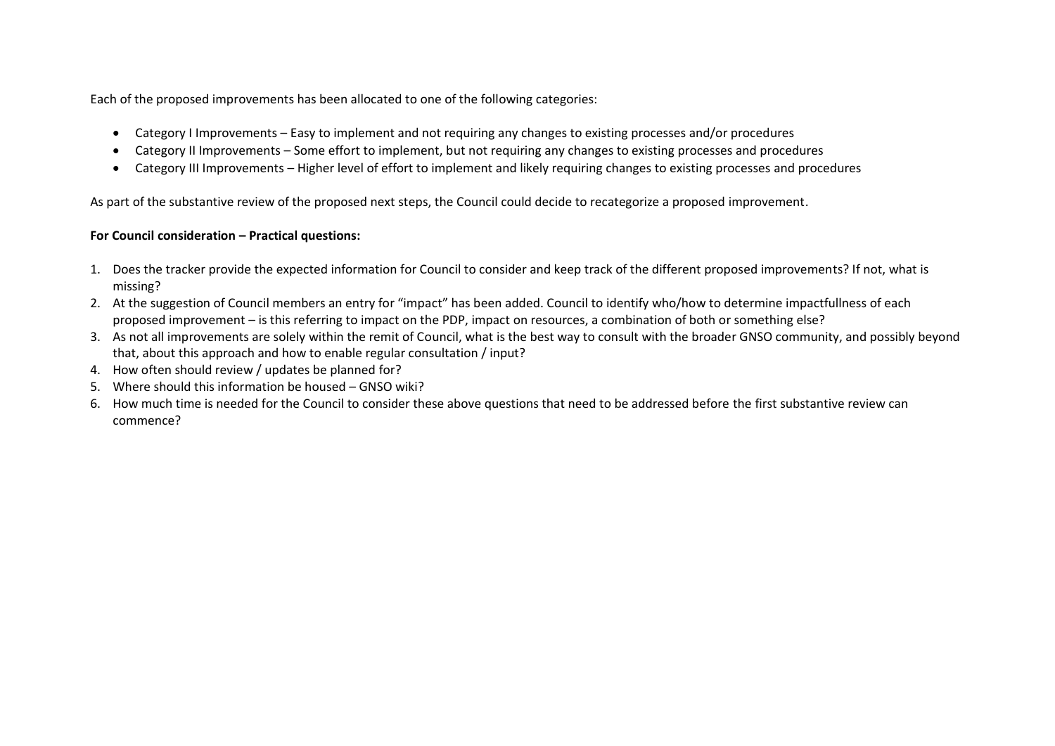Each of the proposed improvements has been allocated to one of the following categories:

- Category I Improvements – Easy to implement and not requiring any changes to existing processes and/or procedures
- Category II Improvements – Some effort to implement, but not requiring any changes to existing processes and procedures
- Category III Improvements – Higher level of effort to implement and likely requiring changes to existing processes and procedures

As part of the substantive review of the proposed next steps, the Council could decide to recategorize a proposed improvement.

**For Council consideration – Practical questions:**

1. Does the tracker provide the expected information for Council to consider and keep track of the different proposed improvements? If not, what is missing?
2. At the suggestion of Council members an entry for "impact" has been added. Council to identify who/how to determine impactfullness of each proposed improvement – is this referring to impact on the PDP, impact on resources, a combination of both or something else?
3. As not all improvements are solely within the remit of Council, what is the best way to consult with the broader GNSO community, and possibly beyond that, about this approach and how to enable regular consultation / input?
4. How often should review / updates be planned for?
5. Where should this information be housed – GNSO wiki?
6. How much time is needed for the Council to consider these above questions that need to be addressed before the first substantive review can commence?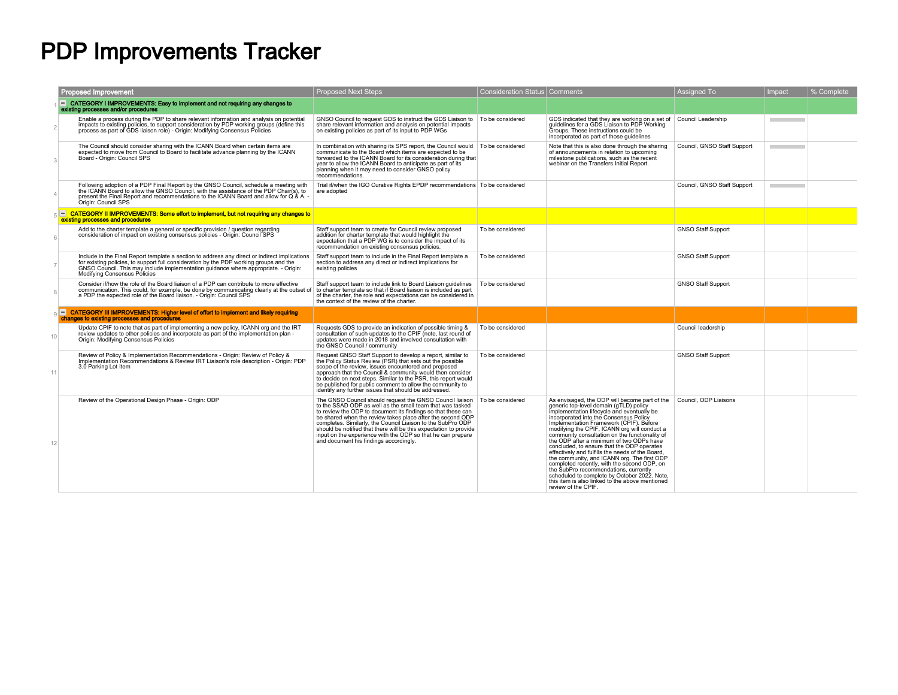# PDP Improvements Tracker

| | Proposed Improvement | Proposed Next Steps | Consideration Status | Comments | Assigned To | Impact | % Complete |
|---|---|---|---|---|---|---|---|
| 1 | **CATEGORY I IMPROVEMENTS: Easy to implement and not requiring any changes to existing processes and/or procedures** | | | | | | |
| 2 | Enable a process during the PDP to share relevant information and analysis on potential impacts to existing policies, to support consideration by PDP working groups (define this process as part of GDS liaison role) - Origin: Modifying Consensus Policies | GNSO Council to request GDS to instruct the GDS Liaison to share relevant information and analysis on potential impacts on existing policies as part of its input to PDP WGs | To be considered | GDS indicated that they are working on a set of guidelines for a GDS Liaison to PDP Working Groups. These instructions could be incorporated as part of those guidelines | Council Leadership | | |
| 3 | The Council should consider sharing with the ICANN Board when certain items are expected to move from Council to Board to facilitate advance planning by the ICANN Board - Origin: Council SPS | In combination with sharing its SPS report, the Council would communicate to the Board which items are expected to be forwarded to the ICANN Board for its consideration during that year to allow the ICANN Board to anticipate as part of its planning when it may need to consider GNSO policy recommendations. | To be considered | Note that this is also done through the sharing of announcements in relation to upcoming milestone publications, such as the recent webinar on the Transfers Initial Report. | Council, GNSO Staff Support | | |
| 4 | Following adoption of a PDP Final Report by the GNSO Council, schedule a meeting with the ICANN Board to allow the GNSO Council, with the assistance of the PDP Chair(s), to present the Final Report and recommendations to the ICANN Board and allow for Q & A. - Origin: Council SPS | Trial if/when the IGO Curative Rights EPDP recommendations are adopted | To be considered | | Council, GNSO Staff Support | | |
| 5 | **CATEGORY II IMPROVEMENTS: Some effort to implement, but not requiring any changes to existing processes and procedures** | | | | | | |
| 6 | Add to the charter template a general or specific provision / question regarding consideration of impact on existing consensus policies - Origin: Council SPS | Staff support team to create for Council review proposed addition for charter template that would highlight the expectation that a PDP WG is to consider the impact of its recommendation on existing consensus policies. | To be considered | | GNSO Staff Support | | |
| 7 | Include in the Final Report template a section to address any direct or indirect implications for existing policies, to support full consideration by the PDP working groups and the GNSO Council. This may include implementation guidance where appropriate. - Origin: Modifying Consensus Policies | Staff support team to include in the Final Report template a section to address any direct or indirect implications for existing policies | To be considered | | GNSO Staff Support | | |
| 8 | Consider if/how the role of the Board liaison of a PDP can contribute to more effective communication. This could, for example, be done by communicating clearly at the outset of a PDP the expected role of the Board liaison. - Origin: Council SPS | Staff support team to include link to Board Liaison guidelines to charter template so that if Board liaison is included as part of the charter, the role and expectations can be considered in the context of the review of the charter. | To be considered | | GNSO Staff Support | | |
| 9 | **CATEGORY III IMPROVEMENTS: Higher level of effort to implement and likely requiring changes to existing processes and procedures** | | | | | | |
| 10 | Update CPIF to note that as part of implementing a new policy, ICANN org and the IRT review updates to other policies and incorporate as part of the implementation plan - Origin: Modifying Consensus Policies | Requests GDS to provide an indication of possible timing & consultation of such updates to the CPIF (note, last round of updates were made in 2018 and involved consultation with the GNSO Council / community | To be considered | | Council leadership | | |
| 11 | Review of Policy & Implementation Recommendations - Origin: Review of Policy & Implementation Recommendations & Review IRT Liaison's role description - Origin: PDP 3.0 Parking Lot Item | Request GNSO Staff Support to develop a report, similar to the Policy Status Review (PSR) that sets out the possible scope of the review, issues encountered and proposed approach that the Council & community would then consider to decide on next steps. Similar to the PSR, this report would be published for public comment to allow the community to identify any further issues that should be addressed. | To be considered | | GNSO Staff Support | | |
| 12 | Review of the Operational Design Phase - Origin: ODP | The GNSO Council should request the GNSO Council liaison to the SSAD ODP as well as the small team that was tasked to review the ODP to document its findings so that these can be shared when the review takes place after the second ODP completes. Similarly, the Council Liaison to the SubPro ODP should be notified that there will be this expectation to provide input on the experience with the ODP so that he can prepare and document his findings accordingly. | To be considered | As envisaged, the ODP will become part of the generic top-level domain (gTLD) policy implementation lifecycle and eventually be incorporated into the Consensus Policy Implementation Framework (CPIF). Before modifying the CPIF, ICANN org will conduct a community consultation on the functionality of the ODP after a minimum of two ODPs have concluded, to ensure that the ODP operates effectively and fulfills the needs of the Board, the community, and ICANN org. The first ODP completed recently, with the second ODP, on the SubPro recommendations, currently scheduled to complete by October 2022. Note, this item is also linked to the above mentioned review of the CPIF. | Council, ODP Liaisons | | |